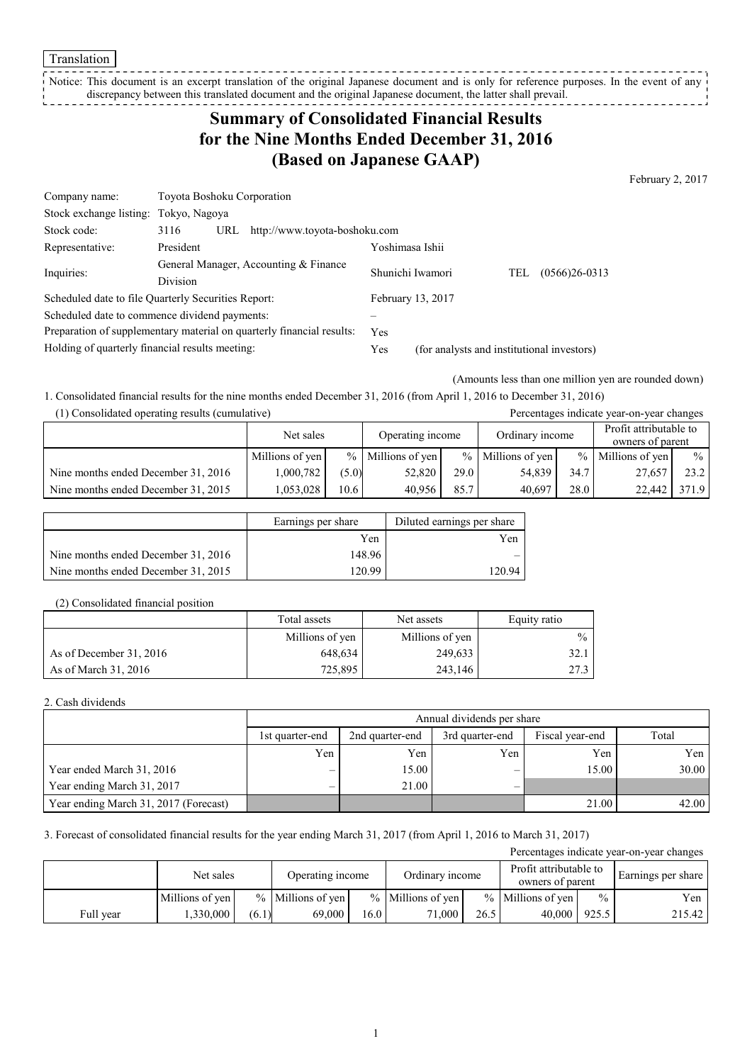Translation

Notice: This document is an excerpt translation of the original Japanese document and is only for reference purposes. In the event of any discrepancy between this translated document and the original Japanese document, the latter shall prevail.

# Summary of Consolidated Financial Results for the Nine Months Ended December 31, 2016 (Based on Japanese GAAP)

February 2, 2017

| | | | | |
|---|---|---|---|---|
| Company name: | Toyota Boshoku Corporation | | | |
| Stock exchange listing: | Tokyo, Nagoya | | | |
| Stock code: | 3116 URL http://www.toyota-boshoku.com | | | |
| Representative: | President | Yoshimasa Ishii | | |
| Inquiries: | General Manager, Accounting & Finance Division | Shunichi Iwamori | TEL | (0566)26-0313 |
| Scheduled date to file Quarterly Securities Report: | | February 13, 2017 | | |
| Scheduled date to commence dividend payments: | | – | | |
| Preparation of supplementary material on quarterly financial results: | | Yes | | |
| Holding of quarterly financial results meeting: | | Yes | (for analysts and institutional investors) | |

(Amounts less than one million yen are rounded down)

1. Consolidated financial results for the nine months ended December 31, 2016 (from April 1, 2016 to December 31, 2016)

(1) Consolidated operating results (cumulative)

Percentages indicate year-on-year changes

| | Net sales | | Operating income | | Ordinary income | | Profit attributable to owners of parent | |
|---|---|---|---|---|---|---|---|---|
| | Millions of yen | % | Millions of yen | % | Millions of yen | % | Millions of yen | % |
| Nine months ended December 31, 2016 | 1,000,782 | (5.0) | 52,820 | 29.0 | 54,839 | 34.7 | 27,657 | 23.2 |
| Nine months ended December 31, 2015 | 1,053,028 | 10.6 | 40,956 | 85.7 | 40,697 | 28.0 | 22,442 | 371.9 |

| | Earnings per share | Diluted earnings per share |
|---|---|---|
| | Yen | Yen |
| Nine months ended December 31, 2016 | 148.96 | – |
| Nine months ended December 31, 2015 | 120.99 | 120.94 |

(2) Consolidated financial position

| | Total assets | Net assets | Equity ratio |
|---|---|---|---|
| | Millions of yen | Millions of yen | % |
| As of December 31, 2016 | 648,634 | 249,633 | 32.1 |
| As of March 31, 2016 | 725,895 | 243,146 | 27.3 |

2. Cash dividends

| | Annual dividends per share | | | | |
|---|---|---|---|---|---|
| | 1st quarter-end | 2nd quarter-end | 3rd quarter-end | Fiscal year-end | Total |
| | Yen | Yen | Yen | Yen | Yen |
| Year ended March 31, 2016 | – | 15.00 | – | 15.00 | 30.00 |
| Year ending March 31, 2017 | – | 21.00 | – | | |
| Year ending March 31, 2017 (Forecast) | | | | 21.00 | 42.00 |

3. Forecast of consolidated financial results for the year ending March 31, 2017 (from April 1, 2016 to March 31, 2017)

Percentages indicate year-on-year changes

| | Net sales | | Operating income | | Ordinary income | | Profit attributable to owners of parent | | Earnings per share |
|---|---|---|---|---|---|---|---|---|---|
| | Millions of yen | % | Millions of yen | % | Millions of yen | % | Millions of yen | % | Yen |
| Full year | 1,330,000 | (6.1) | 69,000 | 16.0 | 71,000 | 26.5 | 40,000 | 925.5 | 215.42 |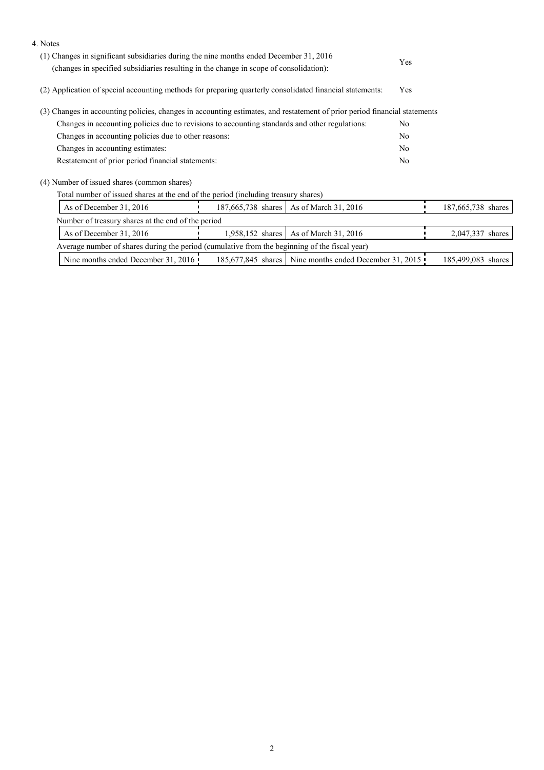4. Notes

(1) Changes in significant subsidiaries during the nine months ended December 31, 2016 (changes in specified subsidiaries resulting in the change in scope of consolidation): Yes

(2) Application of special accounting methods for preparing quarterly consolidated financial statements: Yes

(3) Changes in accounting policies, changes in accounting estimates, and restatement of prior period financial statements

| | |
|---|---|
| Changes in accounting policies due to revisions to accounting standards and other regulations: | No |
| Changes in accounting policies due to other reasons: | No |
| Changes in accounting estimates: | No |
| Restatement of prior period financial statements: | No |

(4) Number of issued shares (common shares)

Total number of issued shares at the end of the period (including treasury shares)

| | | | |
|---|---|---|---|
| As of December 31, 2016 | 187,665,738 shares | As of March 31, 2016 | 187,665,738 shares |

Number of treasury shares at the end of the period

| | | | |
|---|---|---|---|
| As of December 31, 2016 | 1,958,152 shares | As of March 31, 2016 | 2,047,337 shares |

Average number of shares during the period (cumulative from the beginning of the fiscal year)

| | | | |
|---|---|---|---|
| Nine months ended December 31, 2016 | 185,677,845 shares | Nine months ended December 31, 2015 | 185,499,083 shares |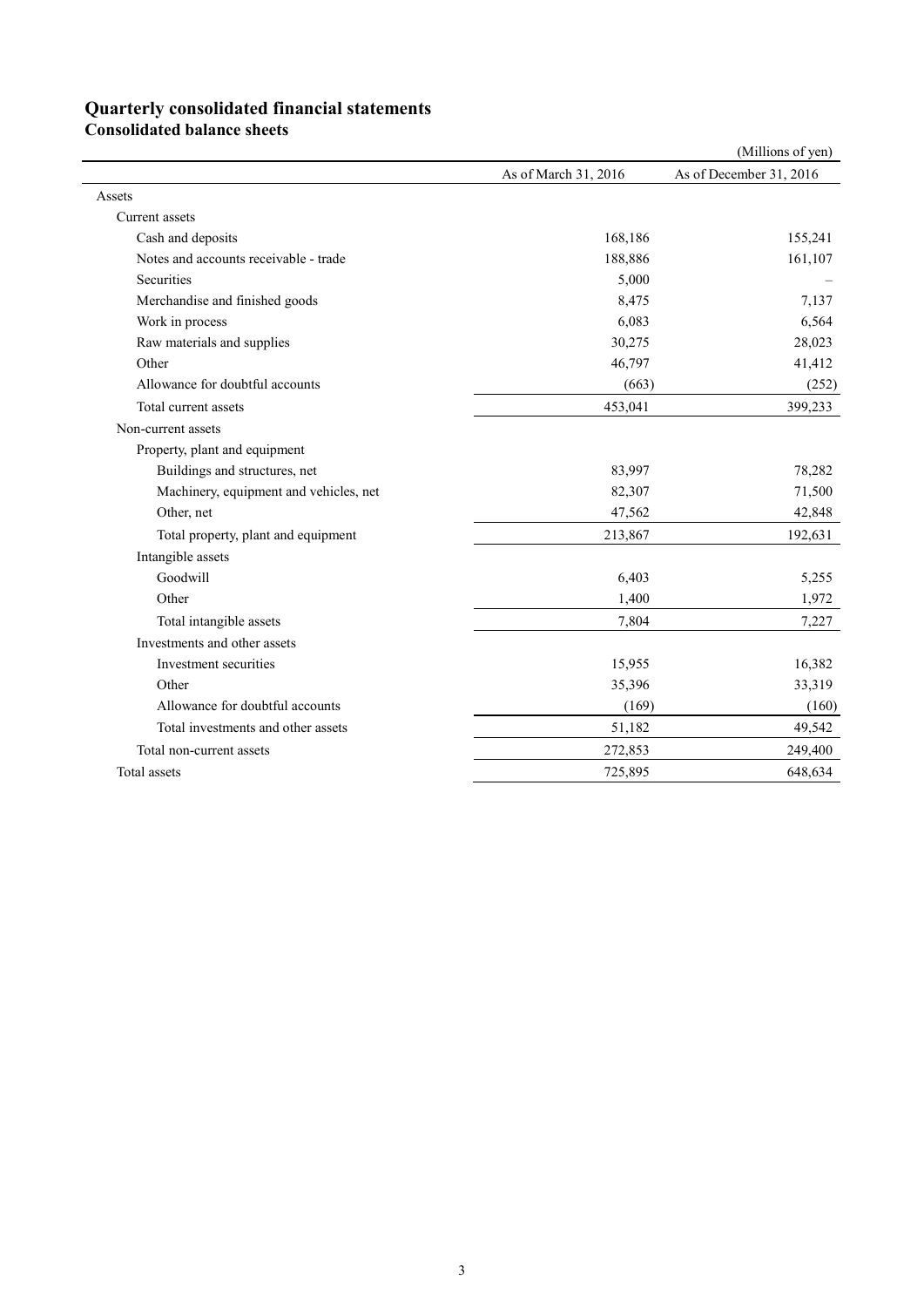# Quarterly consolidated financial statements

## Consolidated balance sheets

(Millions of yen)

| | As of March 31, 2016 | As of December 31, 2016 |
|---|---|---|
| Assets | | |
| Current assets | | |
| Cash and deposits | 168,186 | 155,241 |
| Notes and accounts receivable - trade | 188,886 | 161,107 |
| Securities | 5,000 | – |
| Merchandise and finished goods | 8,475 | 7,137 |
| Work in process | 6,083 | 6,564 |
| Raw materials and supplies | 30,275 | 28,023 |
| Other | 46,797 | 41,412 |
| Allowance for doubtful accounts | (663) | (252) |
| Total current assets | 453,041 | 399,233 |
| Non-current assets | | |
| Property, plant and equipment | | |
| Buildings and structures, net | 83,997 | 78,282 |
| Machinery, equipment and vehicles, net | 82,307 | 71,500 |
| Other, net | 47,562 | 42,848 |
| Total property, plant and equipment | 213,867 | 192,631 |
| Intangible assets | | |
| Goodwill | 6,403 | 5,255 |
| Other | 1,400 | 1,972 |
| Total intangible assets | 7,804 | 7,227 |
| Investments and other assets | | |
| Investment securities | 15,955 | 16,382 |
| Other | 35,396 | 33,319 |
| Allowance for doubtful accounts | (169) | (160) |
| Total investments and other assets | 51,182 | 49,542 |
| Total non-current assets | 272,853 | 249,400 |
| Total assets | 725,895 | 648,634 |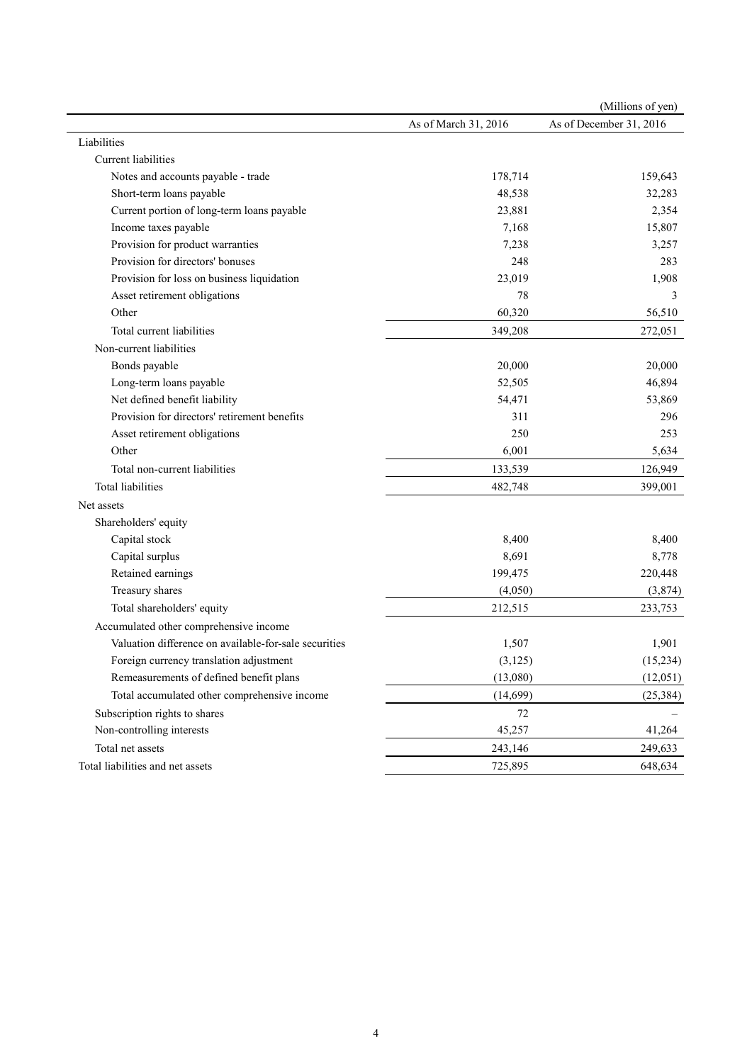(Millions of yen)

| | As of March 31, 2016 | As of December 31, 2016 |
|---|---|---|
| Liabilities | | |
| Current liabilities | | |
| Notes and accounts payable - trade | 178,714 | 159,643 |
| Short-term loans payable | 48,538 | 32,283 |
| Current portion of long-term loans payable | 23,881 | 2,354 |
| Income taxes payable | 7,168 | 15,807 |
| Provision for product warranties | 7,238 | 3,257 |
| Provision for directors' bonuses | 248 | 283 |
| Provision for loss on business liquidation | 23,019 | 1,908 |
| Asset retirement obligations | 78 | 3 |
| Other | 60,320 | 56,510 |
| Total current liabilities | 349,208 | 272,051 |
| Non-current liabilities | | |
| Bonds payable | 20,000 | 20,000 |
| Long-term loans payable | 52,505 | 46,894 |
| Net defined benefit liability | 54,471 | 53,869 |
| Provision for directors' retirement benefits | 311 | 296 |
| Asset retirement obligations | 250 | 253 |
| Other | 6,001 | 5,634 |
| Total non-current liabilities | 133,539 | 126,949 |
| Total liabilities | 482,748 | 399,001 |
| Net assets | | |
| Shareholders' equity | | |
| Capital stock | 8,400 | 8,400 |
| Capital surplus | 8,691 | 8,778 |
| Retained earnings | 199,475 | 220,448 |
| Treasury shares | (4,050) | (3,874) |
| Total shareholders' equity | 212,515 | 233,753 |
| Accumulated other comprehensive income | | |
| Valuation difference on available-for-sale securities | 1,507 | 1,901 |
| Foreign currency translation adjustment | (3,125) | (15,234) |
| Remeasurements of defined benefit plans | (13,080) | (12,051) |
| Total accumulated other comprehensive income | (14,699) | (25,384) |
| Subscription rights to shares | 72 | – |
| Non-controlling interests | 45,257 | 41,264 |
| Total net assets | 243,146 | 249,633 |
| Total liabilities and net assets | 725,895 | 648,634 |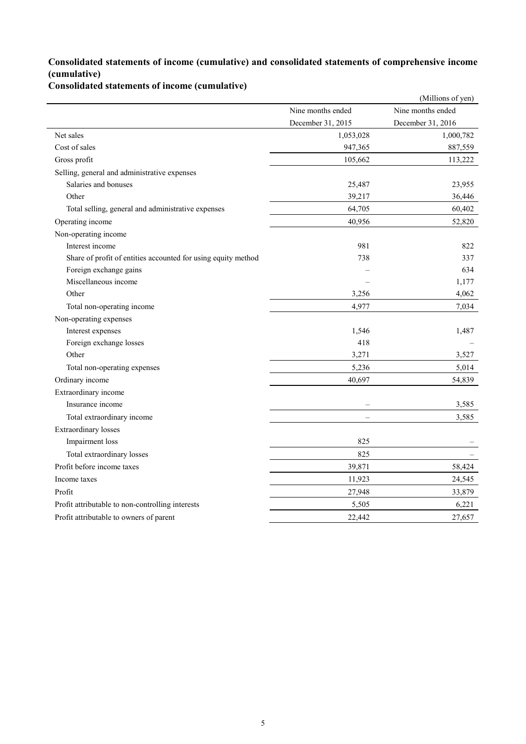## Consolidated statements of income (cumulative) and consolidated statements of comprehensive income (cumulative)

### Consolidated statements of income (cumulative)

(Millions of yen)

| | Nine months ended December 31, 2015 | Nine months ended December 31, 2016 |
|---|---|---|
| Net sales | 1,053,028 | 1,000,782 |
| Cost of sales | 947,365 | 887,559 |
| Gross profit | 105,662 | 113,222 |
| Selling, general and administrative expenses | | |
| Salaries and bonuses | 25,487 | 23,955 |
| Other | 39,217 | 36,446 |
| Total selling, general and administrative expenses | 64,705 | 60,402 |
| Operating income | 40,956 | 52,820 |
| Non-operating income | | |
| Interest income | 981 | 822 |
| Share of profit of entities accounted for using equity method | 738 | 337 |
| Foreign exchange gains | – | 634 |
| Miscellaneous income | – | 1,177 |
| Other | 3,256 | 4,062 |
| Total non-operating income | 4,977 | 7,034 |
| Non-operating expenses | | |
| Interest expenses | 1,546 | 1,487 |
| Foreign exchange losses | 418 | – |
| Other | 3,271 | 3,527 |
| Total non-operating expenses | 5,236 | 5,014 |
| Ordinary income | 40,697 | 54,839 |
| Extraordinary income | | |
| Insurance income | – | 3,585 |
| Total extraordinary income | – | 3,585 |
| Extraordinary losses | | |
| Impairment loss | 825 | – |
| Total extraordinary losses | 825 | – |
| Profit before income taxes | 39,871 | 58,424 |
| Income taxes | 11,923 | 24,545 |
| Profit | 27,948 | 33,879 |
| Profit attributable to non-controlling interests | 5,505 | 6,221 |
| Profit attributable to owners of parent | 22,442 | 27,657 |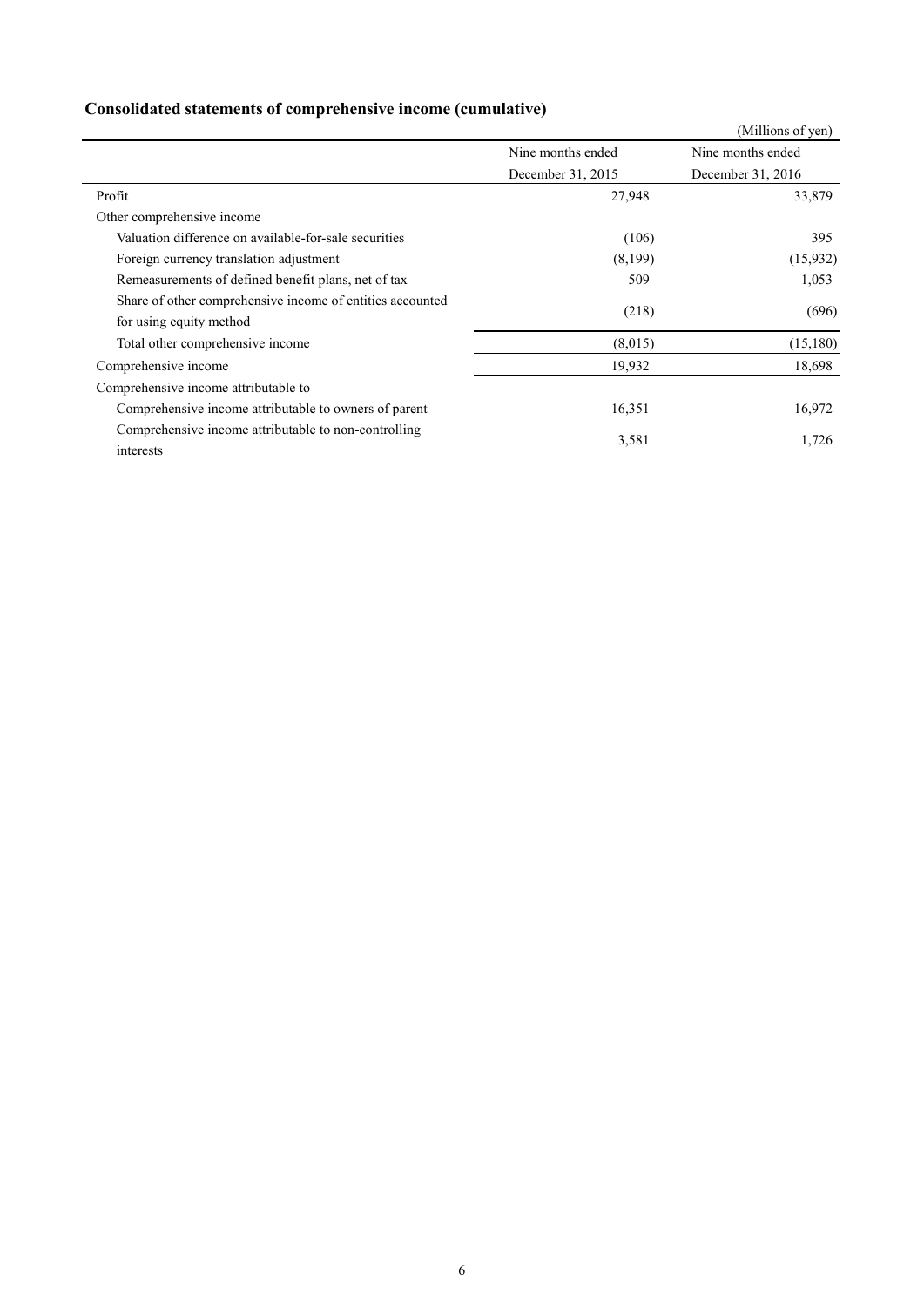## Consolidated statements of comprehensive income (cumulative)

(Millions of yen)

| | Nine months ended December 31, 2015 | Nine months ended December 31, 2016 |
|---|---|---|
| Profit | 27,948 | 33,879 |
| Other comprehensive income | | |
| Valuation difference on available-for-sale securities | (106) | 395 |
| Foreign currency translation adjustment | (8,199) | (15,932) |
| Remeasurements of defined benefit plans, net of tax | 509 | 1,053 |
| Share of other comprehensive income of entities accounted for using equity method | (218) | (696) |
| Total other comprehensive income | (8,015) | (15,180) |
| Comprehensive income | 19,932 | 18,698 |
| Comprehensive income attributable to | | |
| Comprehensive income attributable to owners of parent | 16,351 | 16,972 |
| Comprehensive income attributable to non-controlling interests | 3,581 | 1,726 |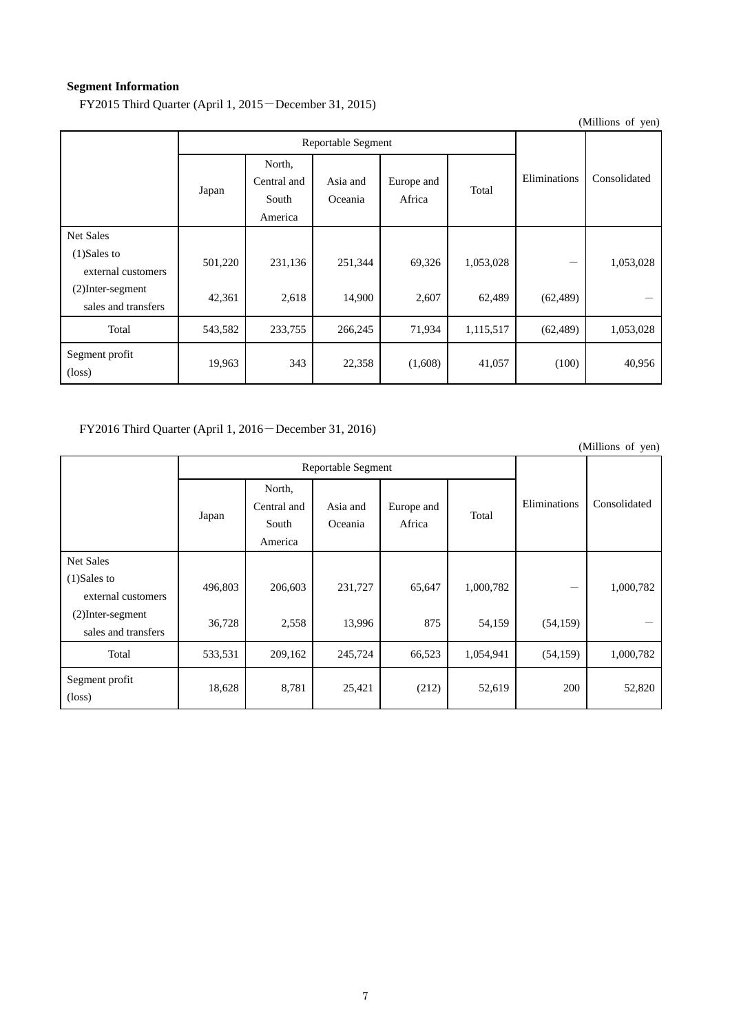**Segment Information**

FY2015 Third Quarter (April 1, 2015－December 31, 2015)

(Millions of yen)

| | Reportable Segment | | | | | Eliminations | Consolidated |
|---|---|---|---|---|---|---|---|
| | Japan | North, Central and South America | Asia and Oceania | Europe and Africa | Total | | |
| Net Sales | | | | | | | |
| (1)Sales to external customers | 501,220 | 231,136 | 251,344 | 69,326 | 1,053,028 | － | 1,053,028 |
| (2)Inter-segment sales and transfers | 42,361 | 2,618 | 14,900 | 2,607 | 62,489 | (62,489) | － |
| Total | 543,582 | 233,755 | 266,245 | 71,934 | 1,115,517 | (62,489) | 1,053,028 |
| Segment profit (loss) | 19,963 | 343 | 22,358 | (1,608) | 41,057 | (100) | 40,956 |

FY2016 Third Quarter (April 1, 2016－December 31, 2016)

(Millions of yen)

| | Reportable Segment | | | | | Eliminations | Consolidated |
|---|---|---|---|---|---|---|---|
| | Japan | North, Central and South America | Asia and Oceania | Europe and Africa | Total | | |
| Net Sales | | | | | | | |
| (1)Sales to external customers | 496,803 | 206,603 | 231,727 | 65,647 | 1,000,782 | － | 1,000,782 |
| (2)Inter-segment sales and transfers | 36,728 | 2,558 | 13,996 | 875 | 54,159 | (54,159) | － |
| Total | 533,531 | 209,162 | 245,724 | 66,523 | 1,054,941 | (54,159) | 1,000,782 |
| Segment profit (loss) | 18,628 | 8,781 | 25,421 | (212) | 52,619 | 200 | 52,820 |